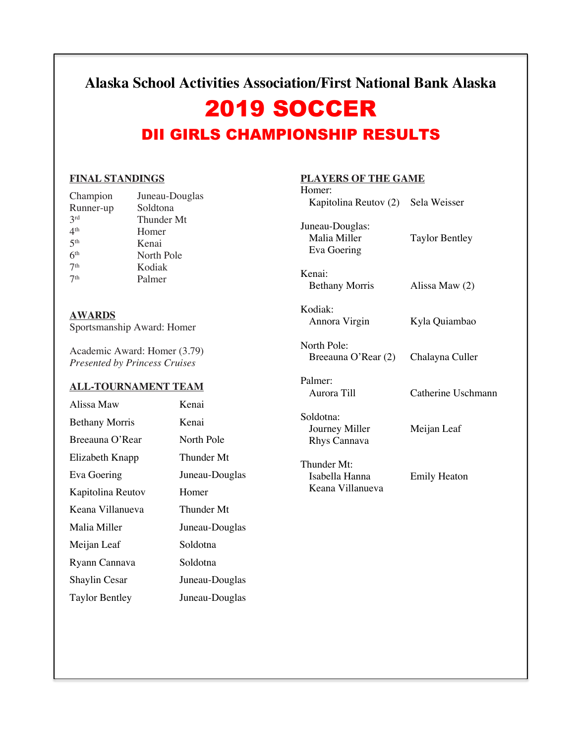# Alaska School Activities Association/First National Bank Alaska

# 2019 SOCCER

## DII GIRLS CHAMPIONSHIP RESULTS

### FINAL STANDINGS

| | |
|---|---|
| Champion | Juneau-Douglas |
| Runner-up | Soldtona |
| 3rd | Thunder Mt |
| 4th | Homer |
| 5th | Kenai |
| 6th | North Pole |
| 7th | Kodiak |
| 7th | Palmer |

### AWARDS

Sportsmanship Award: Homer

Academic Award: Homer (3.79)
*Presented by Princess Cruises*

### ALL-TOURNAMENT TEAM

| | |
|---|---|
| Alissa Maw | Kenai |
| Bethany Morris | Kenai |
| Breeauna O'Rear | North Pole |
| Elizabeth Knapp | Thunder Mt |
| Eva Goering | Juneau-Douglas |
| Kapitolina Reutov | Homer |
| Keana Villanueva | Thunder Mt |
| Malia Miller | Juneau-Douglas |
| Meijan Leaf | Soldotna |
| Ryann Cannava | Soldotna |
| Shaylin Cesar | Juneau-Douglas |
| Taylor Bentley | Juneau-Douglas |

### PLAYERS OF THE GAME

Homer:
- Kapitolina Reutov (2)
- Sela Weisser

Juneau-Douglas:
- Malia Miller
- Eva Goering
- Taylor Bentley

Kenai:
- Bethany Morris
- Alissa Maw (2)

Kodiak:
- Annora Virgin
- Kyla Quiambao

North Pole:
- Breeauna O'Rear (2)
- Chalayna Culler

Palmer:
- Aurora Till
- Catherine Uschmann

Soldotna:
- Journey Miller
- Rhys Cannava
- Meijan Leaf

Thunder Mt:
- Isabella Hanna
- Keana Villanueva
- Emily Heaton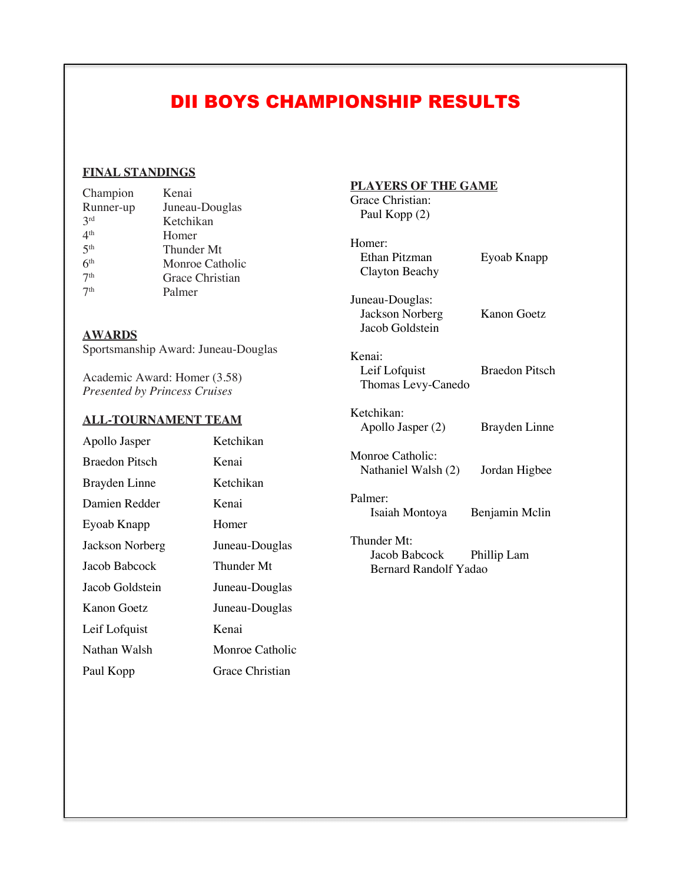# DII BOYS CHAMPIONSHIP RESULTS

## FINAL STANDINGS

| | |
|---|---|
| Champion | Kenai |
| Runner-up | Juneau-Douglas |
| 3rd | Ketchikan |
| 4th | Homer |
| 5th | Thunder Mt |
| 6th | Monroe Catholic |
| 7th | Grace Christian |
| 7th | Palmer |

## AWARDS

Sportsmanship Award: Juneau-Douglas

Academic Award: Homer (3.58)
*Presented by Princess Cruises*

## ALL-TOURNAMENT TEAM

| | |
|---|---|
| Apollo Jasper | Ketchikan |
| Braedon Pitsch | Kenai |
| Brayden Linne | Ketchikan |
| Damien Redder | Kenai |
| Eyoab Knapp | Homer |
| Jackson Norberg | Juneau-Douglas |
| Jacob Babcock | Thunder Mt |
| Jacob Goldstein | Juneau-Douglas |
| Kanon Goetz | Juneau-Douglas |
| Leif Lofquist | Kenai |
| Nathan Walsh | Monroe Catholic |
| Paul Kopp | Grace Christian |

## PLAYERS OF THE GAME

Grace Christian:
- Paul Kopp (2)

Homer:
- Ethan Pitzman
- Eyoab Knapp
- Clayton Beachy

Juneau-Douglas:
- Jackson Norberg
- Kanon Goetz
- Jacob Goldstein

Kenai:
- Leif Lofquist
- Braedon Pitsch
- Thomas Levy-Canedo

Ketchikan:
- Apollo Jasper (2)
- Brayden Linne

Monroe Catholic:
- Nathaniel Walsh (2)
- Jordan Higbee

Palmer:
- Isaiah Montoya
- Benjamin Mclin

Thunder Mt:
- Jacob Babcock
- Phillip Lam
- Bernard Randolf Yadao